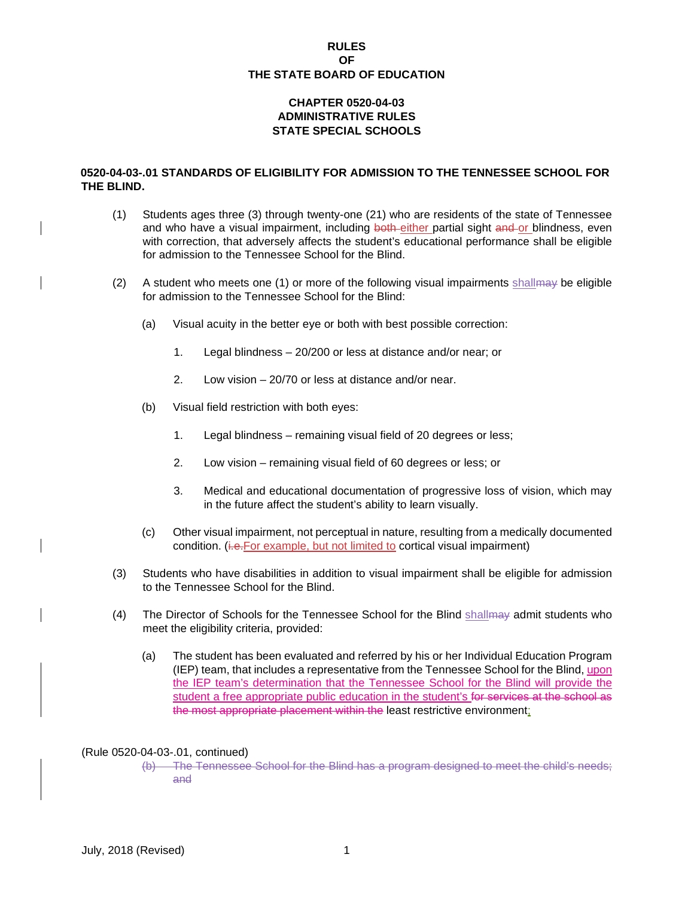# RULES
# OF
# THE STATE BOARD OF EDUCATION

## CHAPTER 0520-04-03
## ADMINISTRATIVE RULES
## STATE SPECIAL SCHOOLS

**0520-04-03-.01 STANDARDS OF ELIGIBILITY FOR ADMISSION TO THE TENNESSEE SCHOOL FOR THE BLIND.**

(1) Students ages three (3) through twenty-one (21) who are residents of the state of Tennessee and who have a visual impairment, including ~~both~~ either partial sight ~~and~~ or blindness, even with correction, that adversely affects the student's educational performance shall be eligible for admission to the Tennessee School for the Blind.

(2) A student who meets one (1) or more of the following visual impairments shall~~may~~ be eligible for admission to the Tennessee School for the Blind:

(a) Visual acuity in the better eye or both with best possible correction:

1. Legal blindness – 20/200 or less at distance and/or near; or

2. Low vision – 20/70 or less at distance and/or near.

(b) Visual field restriction with both eyes:

1. Legal blindness – remaining visual field of 20 degrees or less;

2. Low vision – remaining visual field of 60 degrees or less; or

3. Medical and educational documentation of progressive loss of vision, which may in the future affect the student's ability to learn visually.

(c) Other visual impairment, not perceptual in nature, resulting from a medically documented condition. (~~i.e.~~For example, but not limited to cortical visual impairment)

(3) Students who have disabilities in addition to visual impairment shall be eligible for admission to the Tennessee School for the Blind.

(4) The Director of Schools for the Tennessee School for the Blind shall~~may~~ admit students who meet the eligibility criteria, provided:

(a) The student has been evaluated and referred by his or her Individual Education Program (IEP) team, that includes a representative from the Tennessee School for the Blind, upon the IEP team's determination that the Tennessee School for the Blind will provide the student a free appropriate public education in the student's ~~for services at the school as the most appropriate placement within the~~ least restrictive environment;

(Rule 0520-04-03-.01, continued)

~~(b) The Tennessee School for the Blind has a program designed to meet the child's needs; and~~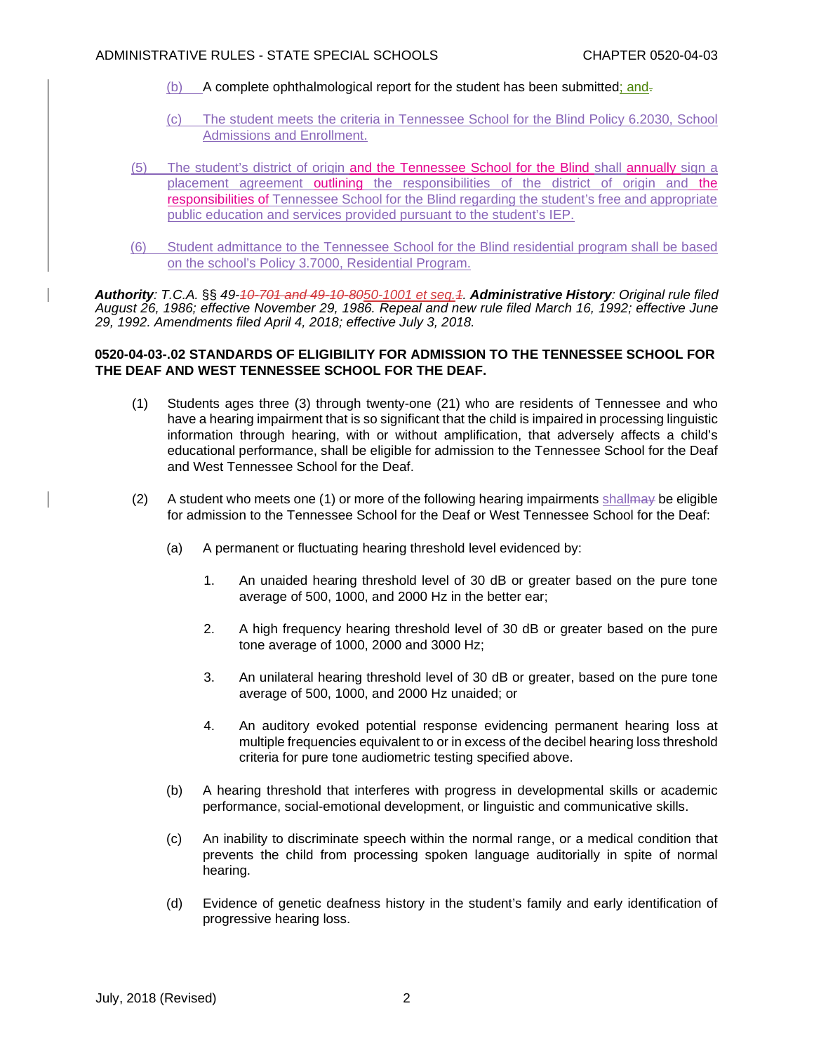(b) A complete ophthalmological report for the student has been submitted; and.

(c) The student meets the criteria in Tennessee School for the Blind Policy 6.2030, School Admissions and Enrollment.

(5) The student's district of origin and the Tennessee School for the Blind shall annually sign a placement agreement outlining the responsibilities of the district of origin and the responsibilities of Tennessee School for the Blind regarding the student's free and appropriate public education and services provided pursuant to the student's IEP.

(6) Student admittance to the Tennessee School for the Blind residential program shall be based on the school's Policy 3.7000, Residential Program.

***Authority**: T.C.A. §§ 49-10-701 and 49-10-8050-1001 et seq.1. **Administrative History**: Original rule filed August 26, 1986; effective November 29, 1986. Repeal and new rule filed March 16, 1992; effective June 29, 1992. Amendments filed April 4, 2018; effective July 3, 2018.*

**0520-04-03-.02 STANDARDS OF ELIGIBILITY FOR ADMISSION TO THE TENNESSEE SCHOOL FOR THE DEAF AND WEST TENNESSEE SCHOOL FOR THE DEAF.**

(1) Students ages three (3) through twenty-one (21) who are residents of Tennessee and who have a hearing impairment that is so significant that the child is impaired in processing linguistic information through hearing, with or without amplification, that adversely affects a child's educational performance, shall be eligible for admission to the Tennessee School for the Deaf and West Tennessee School for the Deaf.

(2) A student who meets one (1) or more of the following hearing impairments shallmay be eligible for admission to the Tennessee School for the Deaf or West Tennessee School for the Deaf:

(a) A permanent or fluctuating hearing threshold level evidenced by:

1. An unaided hearing threshold level of 30 dB or greater based on the pure tone average of 500, 1000, and 2000 Hz in the better ear;

2. A high frequency hearing threshold level of 30 dB or greater based on the pure tone average of 1000, 2000 and 3000 Hz;

3. An unilateral hearing threshold level of 30 dB or greater, based on the pure tone average of 500, 1000, and 2000 Hz unaided; or

4. An auditory evoked potential response evidencing permanent hearing loss at multiple frequencies equivalent to or in excess of the decibel hearing loss threshold criteria for pure tone audiometric testing specified above.

(b) A hearing threshold that interferes with progress in developmental skills or academic performance, social-emotional development, or linguistic and communicative skills.

(c) An inability to discriminate speech within the normal range, or a medical condition that prevents the child from processing spoken language auditorially in spite of normal hearing.

(d) Evidence of genetic deafness history in the student's family and early identification of progressive hearing loss.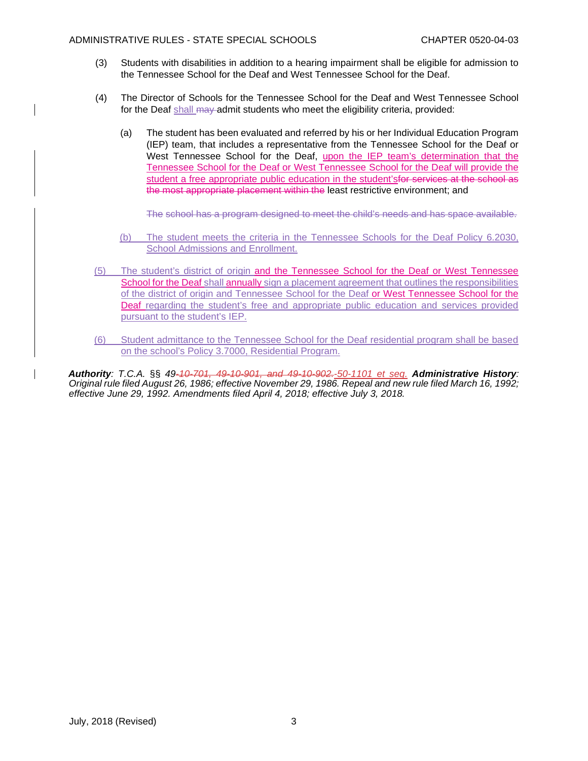(3) Students with disabilities in addition to a hearing impairment shall be eligible for admission to the Tennessee School for the Deaf and West Tennessee School for the Deaf.

(4) The Director of Schools for the Tennessee School for the Deaf and West Tennessee School for the Deaf shall ~~may~~ admit students who meet the eligibility criteria, provided:

(a) The student has been evaluated and referred by his or her Individual Education Program (IEP) team, that includes a representative from the Tennessee School for the Deaf or West Tennessee School for the Deaf, upon the IEP team's determination that the Tennessee School for the Deaf or West Tennessee School for the Deaf will provide the student a free appropriate public education in the student's~~for services at the school as the most appropriate placement within the~~ least restrictive environment; and

~~The school has a program designed to meet the child's needs and has space available.~~

(b) The student meets the criteria in the Tennessee Schools for the Deaf Policy 6.2030, School Admissions and Enrollment.

(5) The student's district of origin and the Tennessee School for the Deaf or West Tennessee School for the Deaf shall annually sign a placement agreement that outlines the responsibilities of the district of origin and Tennessee School for the Deaf or West Tennessee School for the Deaf regarding the student's free and appropriate public education and services provided pursuant to the student's IEP.

(6) Student admittance to the Tennessee School for the Deaf residential program shall be based on the school's Policy 3.7000, Residential Program.

***Authority**: T.C.A. §§ 49~~-10-701, 49-10-901, and 49-10-902.~~-50-1101 et seq.* ***Administrative History**: Original rule filed August 26, 1986; effective November 29, 1986. Repeal and new rule filed March 16, 1992; effective June 29, 1992. Amendments filed April 4, 2018; effective July 3, 2018.*